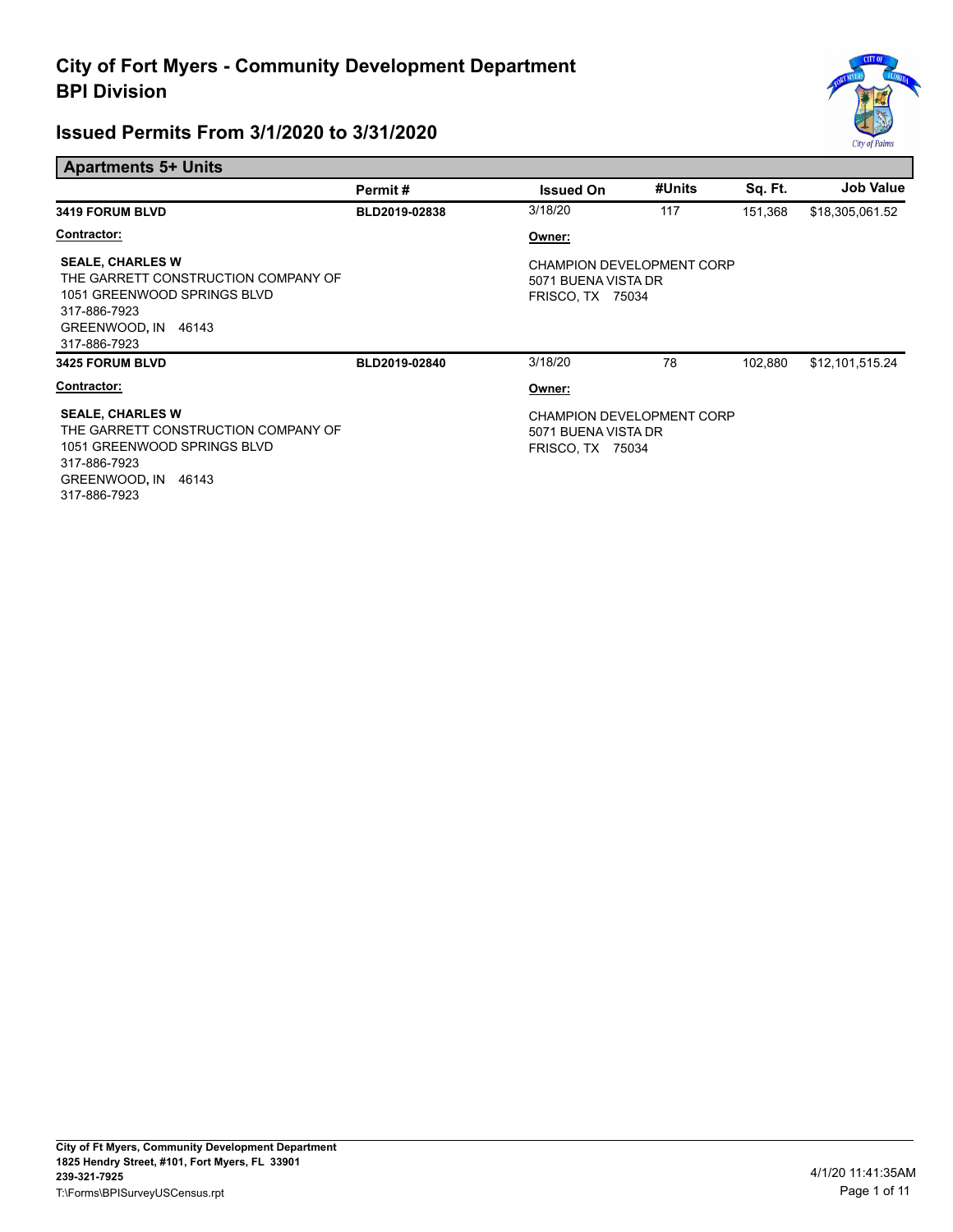# City of Fort Myers - Community Development Department
# BPI Division

## Issued Permits From 3/1/2020 to 3/31/2020

### Apartments 5+ Units

| | Permit # | Issued On | #Units | Sq. Ft. | Job Value |
|---|---|---|---|---|---|
| **3419 FORUM BLVD** | **BLD2019-02838** | 3/18/20 | 117 | 151,368 | $18,305,061.52 |

**Contractor:**

**SEALE, CHARLES W**
THE GARRETT CONSTRUCTION COMPANY OF
1051 GREENWOOD SPRINGS BLVD
317-886-7923
GREENWOOD, IN 46143
317-886-7923

**Owner:**

CHAMPION DEVELOPMENT CORP
5071 BUENA VISTA DR
FRISCO, TX 75034

| | Permit # | Issued On | #Units | Sq. Ft. | Job Value |
|---|---|---|---|---|---|
| **3425 FORUM BLVD** | **BLD2019-02840** | 3/18/20 | 78 | 102,880 | $12,101,515.24 |

**Contractor:**

**SEALE, CHARLES W**
THE GARRETT CONSTRUCTION COMPANY OF
1051 GREENWOOD SPRINGS BLVD
317-886-7923
GREENWOOD, IN 46143
317-886-7923

**Owner:**

CHAMPION DEVELOPMENT CORP
5071 BUENA VISTA DR
FRISCO, TX 75034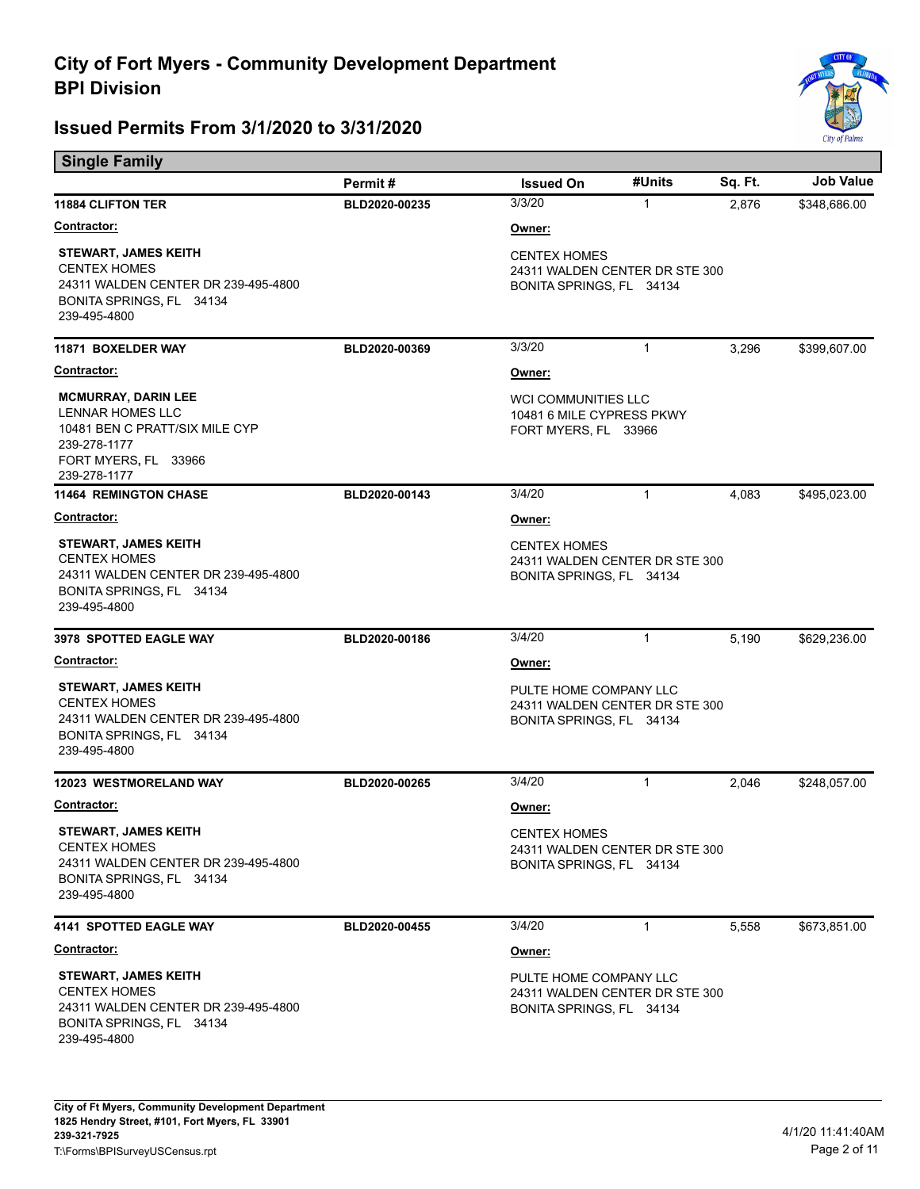# City of Fort Myers - Community Development Department
# BPI Division

## Issued Permits From 3/1/2020 to 3/31/2020

### Single Family

| | Permit # | Issued On | #Units | Sq. Ft. | Job Value |
|---|---|---|---|---|---|
| **11884 CLIFTON TER** | BLD2020-00235 | 3/3/20 | 1 | 2,876 | $348,686.00 |

**Contractor:**

**STEWART, JAMES KEITH**
CENTEX HOMES
24311 WALDEN CENTER DR 239-495-4800
BONITA SPRINGS, FL 34134
239-495-4800

**Owner:**

CENTEX HOMES
24311 WALDEN CENTER DR STE 300
BONITA SPRINGS, FL 34134

| | Permit # | Issued On | #Units | Sq. Ft. | Job Value |
|---|---|---|---|---|---|
| **11871 BOXELDER WAY** | BLD2020-00369 | 3/3/20 | 1 | 3,296 | $399,607.00 |

**Contractor:**

**MCMURRAY, DARIN LEE**
LENNAR HOMES LLC
10481 BEN C PRATT/SIX MILE CYP
239-278-1177
FORT MYERS, FL 33966
239-278-1177

**Owner:**

WCI COMMUNITIES LLC
10481 6 MILE CYPRESS PKWY
FORT MYERS, FL 33966

| | Permit # | Issued On | #Units | Sq. Ft. | Job Value |
|---|---|---|---|---|---|
| **11464 REMINGTON CHASE** | BLD2020-00143 | 3/4/20 | 1 | 4,083 | $495,023.00 |

**Contractor:**

**STEWART, JAMES KEITH**
CENTEX HOMES
24311 WALDEN CENTER DR 239-495-4800
BONITA SPRINGS, FL 34134
239-495-4800

**Owner:**

CENTEX HOMES
24311 WALDEN CENTER DR STE 300
BONITA SPRINGS, FL 34134

| | Permit # | Issued On | #Units | Sq. Ft. | Job Value |
|---|---|---|---|---|---|
| **3978 SPOTTED EAGLE WAY** | BLD2020-00186 | 3/4/20 | 1 | 5,190 | $629,236.00 |

**Contractor:**

**STEWART, JAMES KEITH**
CENTEX HOMES
24311 WALDEN CENTER DR 239-495-4800
BONITA SPRINGS, FL 34134
239-495-4800

**Owner:**

PULTE HOME COMPANY LLC
24311 WALDEN CENTER DR STE 300
BONITA SPRINGS, FL 34134

| | Permit # | Issued On | #Units | Sq. Ft. | Job Value |
|---|---|---|---|---|---|
| **12023 WESTMORELAND WAY** | BLD2020-00265 | 3/4/20 | 1 | 2,046 | $248,057.00 |

**Contractor:**

**STEWART, JAMES KEITH**
CENTEX HOMES
24311 WALDEN CENTER DR 239-495-4800
BONITA SPRINGS, FL 34134
239-495-4800

**Owner:**

CENTEX HOMES
24311 WALDEN CENTER DR STE 300
BONITA SPRINGS, FL 34134

| | Permit # | Issued On | #Units | Sq. Ft. | Job Value |
|---|---|---|---|---|---|
| **4141 SPOTTED EAGLE WAY** | BLD2020-00455 | 3/4/20 | 1 | 5,558 | $673,851.00 |

**Contractor:**

**STEWART, JAMES KEITH**
CENTEX HOMES
24311 WALDEN CENTER DR 239-495-4800
BONITA SPRINGS, FL 34134
239-495-4800

**Owner:**

PULTE HOME COMPANY LLC
24311 WALDEN CENTER DR STE 300
BONITA SPRINGS, FL 34134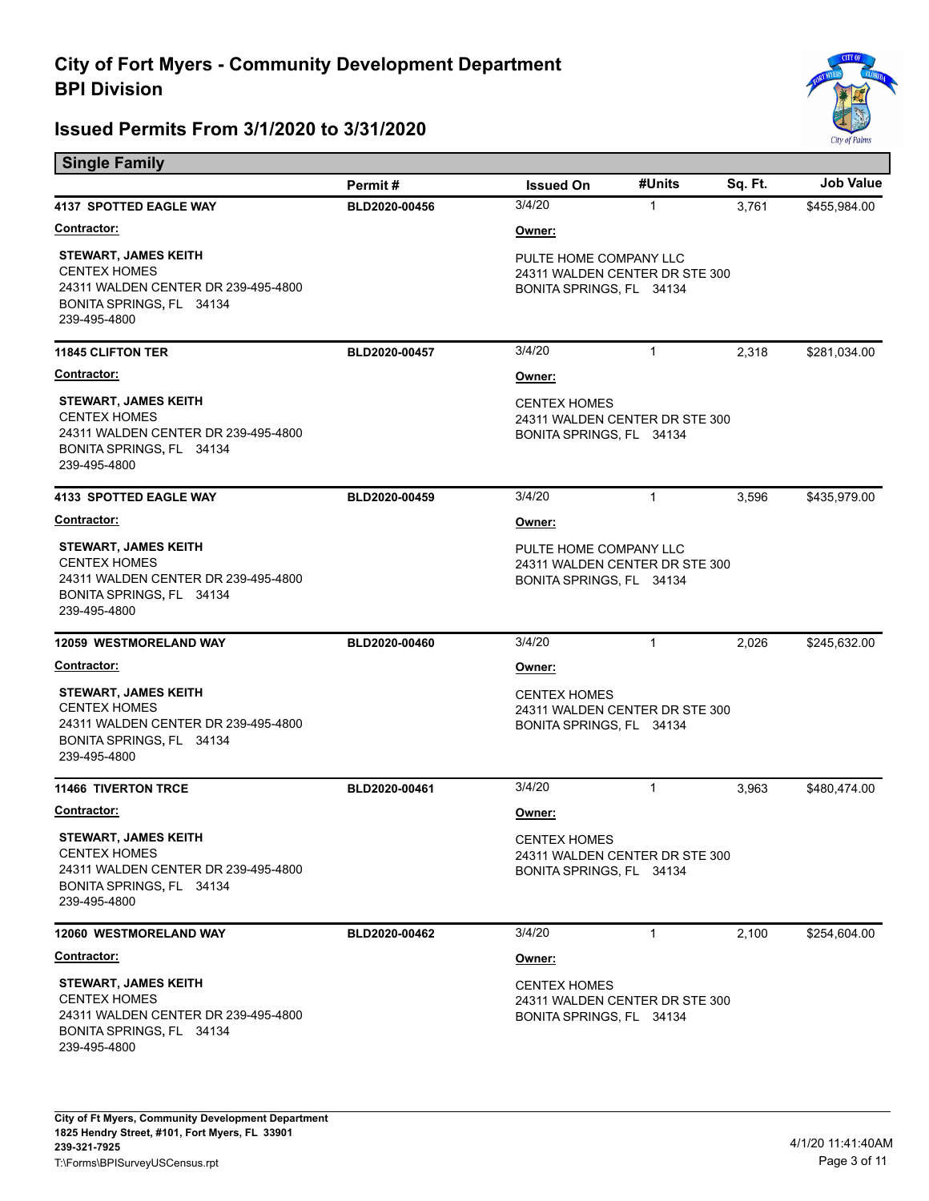# City of Fort Myers - Community Development Department
## BPI Division

## Issued Permits From 3/1/2020 to 3/31/2020

### Single Family

| | Permit # | Issued On | #Units | Sq. Ft. | Job Value |
|---|---|---|---|---|---|
| **4137 SPOTTED EAGLE WAY** | **BLD2020-00456** | 3/4/20 | 1 | 3,761 | $455,984.00 |

**Contractor:**
**STEWART, JAMES KEITH**
CENTEX HOMES
24311 WALDEN CENTER DR 239-495-4800
BONITA SPRINGS, FL 34134
239-495-4800

**Owner:**
PULTE HOME COMPANY LLC
24311 WALDEN CENTER DR STE 300
BONITA SPRINGS, FL 34134

| | Permit # | Issued On | #Units | Sq. Ft. | Job Value |
|---|---|---|---|---|---|
| **11845 CLIFTON TER** | **BLD2020-00457** | 3/4/20 | 1 | 2,318 | $281,034.00 |

**Contractor:**
**STEWART, JAMES KEITH**
CENTEX HOMES
24311 WALDEN CENTER DR 239-495-4800
BONITA SPRINGS, FL 34134
239-495-4800

**Owner:**
CENTEX HOMES
24311 WALDEN CENTER DR STE 300
BONITA SPRINGS, FL 34134

| | Permit # | Issued On | #Units | Sq. Ft. | Job Value |
|---|---|---|---|---|---|
| **4133 SPOTTED EAGLE WAY** | **BLD2020-00459** | 3/4/20 | 1 | 3,596 | $435,979.00 |

**Contractor:**
**STEWART, JAMES KEITH**
CENTEX HOMES
24311 WALDEN CENTER DR 239-495-4800
BONITA SPRINGS, FL 34134
239-495-4800

**Owner:**
PULTE HOME COMPANY LLC
24311 WALDEN CENTER DR STE 300
BONITA SPRINGS, FL 34134

| | Permit # | Issued On | #Units | Sq. Ft. | Job Value |
|---|---|---|---|---|---|
| **12059 WESTMORELAND WAY** | **BLD2020-00460** | 3/4/20 | 1 | 2,026 | $245,632.00 |

**Contractor:**
**STEWART, JAMES KEITH**
CENTEX HOMES
24311 WALDEN CENTER DR 239-495-4800
BONITA SPRINGS, FL 34134
239-495-4800

**Owner:**
CENTEX HOMES
24311 WALDEN CENTER DR STE 300
BONITA SPRINGS, FL 34134

| | Permit # | Issued On | #Units | Sq. Ft. | Job Value |
|---|---|---|---|---|---|
| **11466 TIVERTON TRCE** | **BLD2020-00461** | 3/4/20 | 1 | 3,963 | $480,474.00 |

**Contractor:**
**STEWART, JAMES KEITH**
CENTEX HOMES
24311 WALDEN CENTER DR 239-495-4800
BONITA SPRINGS, FL 34134
239-495-4800

**Owner:**
CENTEX HOMES
24311 WALDEN CENTER DR STE 300
BONITA SPRINGS, FL 34134

| | Permit # | Issued On | #Units | Sq. Ft. | Job Value |
|---|---|---|---|---|---|
| **12060 WESTMORELAND WAY** | **BLD2020-00462** | 3/4/20 | 1 | 2,100 | $254,604.00 |

**Contractor:**
**STEWART, JAMES KEITH**
CENTEX HOMES
24311 WALDEN CENTER DR 239-495-4800
BONITA SPRINGS, FL 34134
239-495-4800

**Owner:**
CENTEX HOMES
24311 WALDEN CENTER DR STE 300
BONITA SPRINGS, FL 34134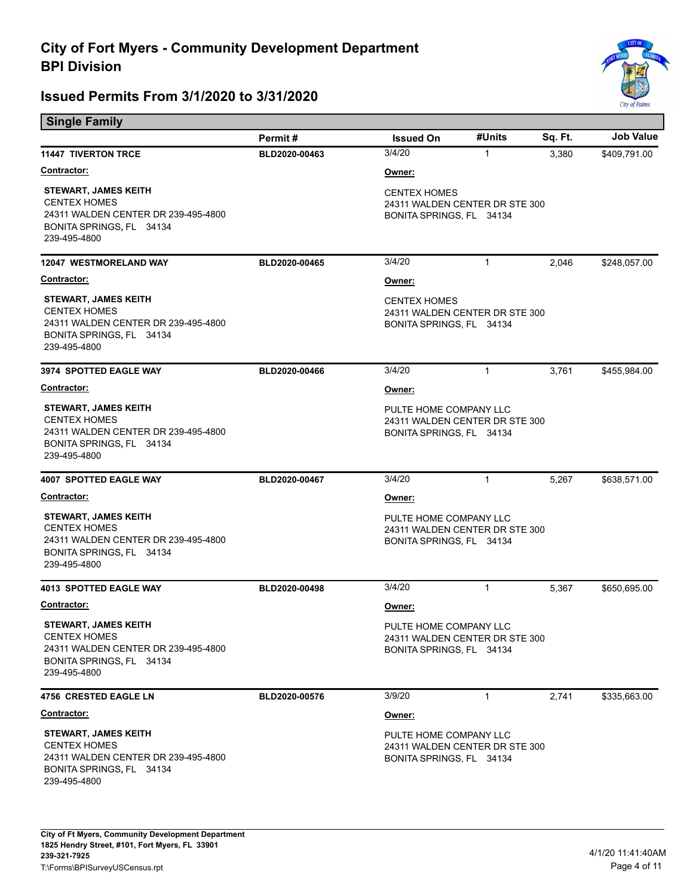# City of Fort Myers - Community Development Department
# BPI Division

## Issued Permits From 3/1/2020 to 3/31/2020

### Single Family

| | Permit # | Issued On | #Units | Sq. Ft. | Job Value |
|---|---|---|---|---|---|
| **11447 TIVERTON TRCE** | **BLD2020-00463** | 3/4/20 | 1 | 3,380 | $409,791.00 |

**Contractor:**

**STEWART, JAMES KEITH**
CENTEX HOMES
24311 WALDEN CENTER DR 239-495-4800
BONITA SPRINGS, FL 34134
239-495-4800

**Owner:**

CENTEX HOMES
24311 WALDEN CENTER DR STE 300
BONITA SPRINGS, FL 34134

| | Permit # | Issued On | #Units | Sq. Ft. | Job Value |
|---|---|---|---|---|---|
| **12047 WESTMORELAND WAY** | **BLD2020-00465** | 3/4/20 | 1 | 2,046 | $248,057.00 |

**Contractor:**

**STEWART, JAMES KEITH**
CENTEX HOMES
24311 WALDEN CENTER DR 239-495-4800
BONITA SPRINGS, FL 34134
239-495-4800

**Owner:**

CENTEX HOMES
24311 WALDEN CENTER DR STE 300
BONITA SPRINGS, FL 34134

| | Permit # | Issued On | #Units | Sq. Ft. | Job Value |
|---|---|---|---|---|---|
| **3974 SPOTTED EAGLE WAY** | **BLD2020-00466** | 3/4/20 | 1 | 3,761 | $455,984.00 |

**Contractor:**

**STEWART, JAMES KEITH**
CENTEX HOMES
24311 WALDEN CENTER DR 239-495-4800
BONITA SPRINGS, FL 34134
239-495-4800

**Owner:**

PULTE HOME COMPANY LLC
24311 WALDEN CENTER DR STE 300
BONITA SPRINGS, FL 34134

| | Permit # | Issued On | #Units | Sq. Ft. | Job Value |
|---|---|---|---|---|---|
| **4007 SPOTTED EAGLE WAY** | **BLD2020-00467** | 3/4/20 | 1 | 5,267 | $638,571.00 |

**Contractor:**

**STEWART, JAMES KEITH**
CENTEX HOMES
24311 WALDEN CENTER DR 239-495-4800
BONITA SPRINGS, FL 34134
239-495-4800

**Owner:**

PULTE HOME COMPANY LLC
24311 WALDEN CENTER DR STE 300
BONITA SPRINGS, FL 34134

| | Permit # | Issued On | #Units | Sq. Ft. | Job Value |
|---|---|---|---|---|---|
| **4013 SPOTTED EAGLE WAY** | **BLD2020-00498** | 3/4/20 | 1 | 5,367 | $650,695.00 |

**Contractor:**

**STEWART, JAMES KEITH**
CENTEX HOMES
24311 WALDEN CENTER DR 239-495-4800
BONITA SPRINGS, FL 34134
239-495-4800

**Owner:**

PULTE HOME COMPANY LLC
24311 WALDEN CENTER DR STE 300
BONITA SPRINGS, FL 34134

| | Permit # | Issued On | #Units | Sq. Ft. | Job Value |
|---|---|---|---|---|---|
| **4756 CRESTED EAGLE LN** | **BLD2020-00576** | 3/9/20 | 1 | 2,741 | $335,663.00 |

**Contractor:**

**STEWART, JAMES KEITH**
CENTEX HOMES
24311 WALDEN CENTER DR 239-495-4800
BONITA SPRINGS, FL 34134
239-495-4800

**Owner:**

PULTE HOME COMPANY LLC
24311 WALDEN CENTER DR STE 300
BONITA SPRINGS, FL 34134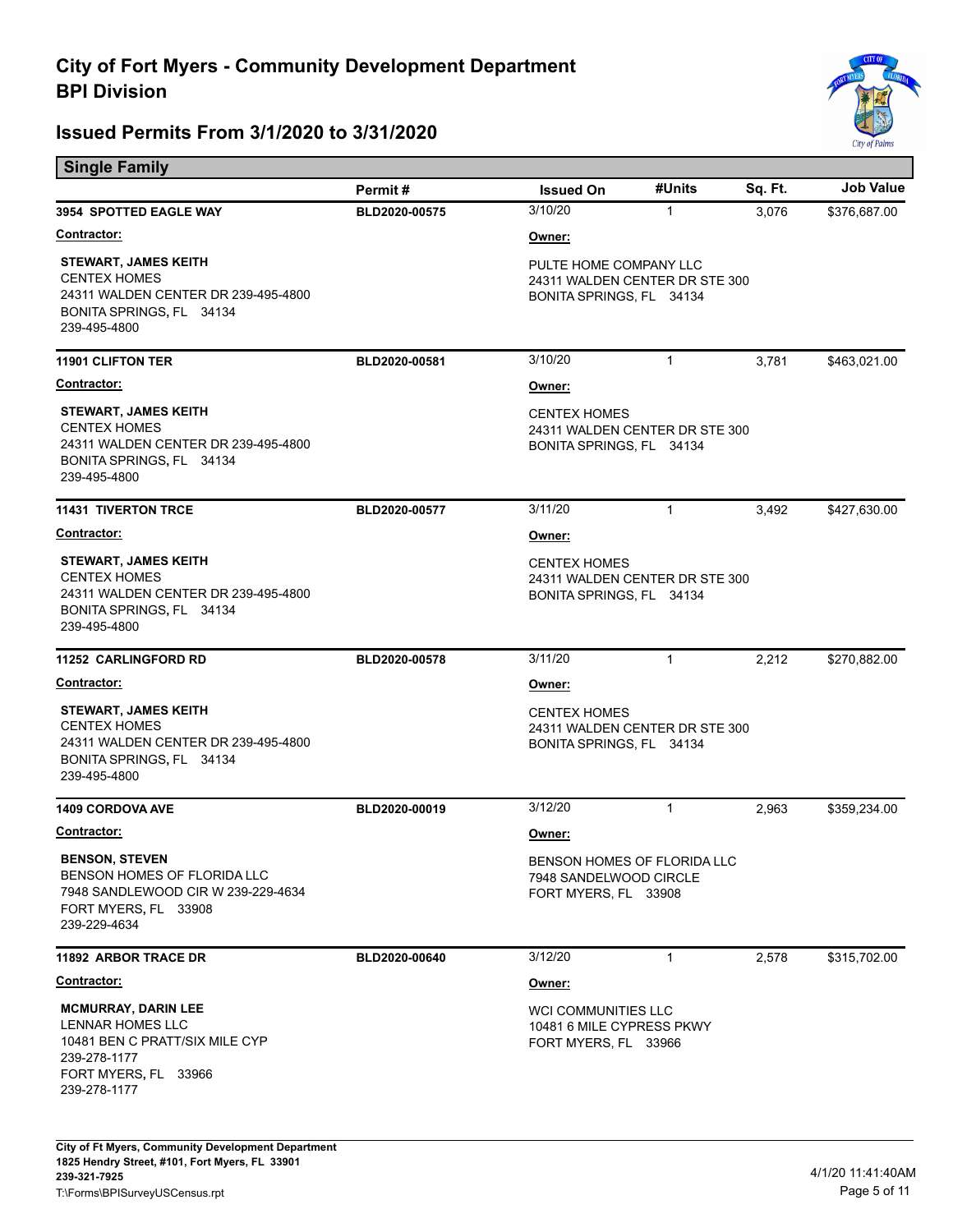# City of Fort Myers - Community Development Department
# BPI Division

## Issued Permits From 3/1/2020 to 3/31/2020

### Single Family

| | Permit # | Issued On | #Units | Sq. Ft. | Job Value |
|---|---|---|---|---|---|
| **3954 SPOTTED EAGLE WAY** | BLD2020-00575 | 3/10/20 | 1 | 3,076 | $376,687.00 |

**Contractor:**
**STEWART, JAMES KEITH**
CENTEX HOMES
24311 WALDEN CENTER DR 239-495-4800
BONITA SPRINGS, FL 34134
239-495-4800

**Owner:**
PULTE HOME COMPANY LLC
24311 WALDEN CENTER DR STE 300
BONITA SPRINGS, FL 34134

| | Permit # | Issued On | #Units | Sq. Ft. | Job Value |
|---|---|---|---|---|---|
| **11901 CLIFTON TER** | BLD2020-00581 | 3/10/20 | 1 | 3,781 | $463,021.00 |

**Contractor:**
**STEWART, JAMES KEITH**
CENTEX HOMES
24311 WALDEN CENTER DR 239-495-4800
BONITA SPRINGS, FL 34134
239-495-4800

**Owner:**
CENTEX HOMES
24311 WALDEN CENTER DR STE 300
BONITA SPRINGS, FL 34134

| | Permit # | Issued On | #Units | Sq. Ft. | Job Value |
|---|---|---|---|---|---|
| **11431 TIVERTON TRCE** | BLD2020-00577 | 3/11/20 | 1 | 3,492 | $427,630.00 |

**Contractor:**
**STEWART, JAMES KEITH**
CENTEX HOMES
24311 WALDEN CENTER DR 239-495-4800
BONITA SPRINGS, FL 34134
239-495-4800

**Owner:**
CENTEX HOMES
24311 WALDEN CENTER DR STE 300
BONITA SPRINGS, FL 34134

| | Permit # | Issued On | #Units | Sq. Ft. | Job Value |
|---|---|---|---|---|---|
| **11252 CARLINGFORD RD** | BLD2020-00578 | 3/11/20 | 1 | 2,212 | $270,882.00 |

**Contractor:**
**STEWART, JAMES KEITH**
CENTEX HOMES
24311 WALDEN CENTER DR 239-495-4800
BONITA SPRINGS, FL 34134
239-495-4800

**Owner:**
CENTEX HOMES
24311 WALDEN CENTER DR STE 300
BONITA SPRINGS, FL 34134

| | Permit # | Issued On | #Units | Sq. Ft. | Job Value |
|---|---|---|---|---|---|
| **1409 CORDOVA AVE** | BLD2020-00019 | 3/12/20 | 1 | 2,963 | $359,234.00 |

**Contractor:**
**BENSON, STEVEN**
BENSON HOMES OF FLORIDA LLC
7948 SANDLEWOOD CIR W 239-229-4634
FORT MYERS, FL 33908
239-229-4634

**Owner:**
BENSON HOMES OF FLORIDA LLC
7948 SANDELWOOD CIRCLE
FORT MYERS, FL 33908

| | Permit # | Issued On | #Units | Sq. Ft. | Job Value |
|---|---|---|---|---|---|
| **11892 ARBOR TRACE DR** | BLD2020-00640 | 3/12/20 | 1 | 2,578 | $315,702.00 |

**Contractor:**
**MCMURRAY, DARIN LEE**
LENNAR HOMES LLC
10481 BEN C PRATT/SIX MILE CYP
239-278-1177
FORT MYERS, FL 33966
239-278-1177

**Owner:**
WCI COMMUNITIES LLC
10481 6 MILE CYPRESS PKWY
FORT MYERS, FL 33966

City of Ft Myers, Community Development Department
1825 Hendry Street, #101, Fort Myers, FL 33901
239-321-7925
T:\Forms\BPISurveyUSCensus.rpt

4/1/20 11:41:40AM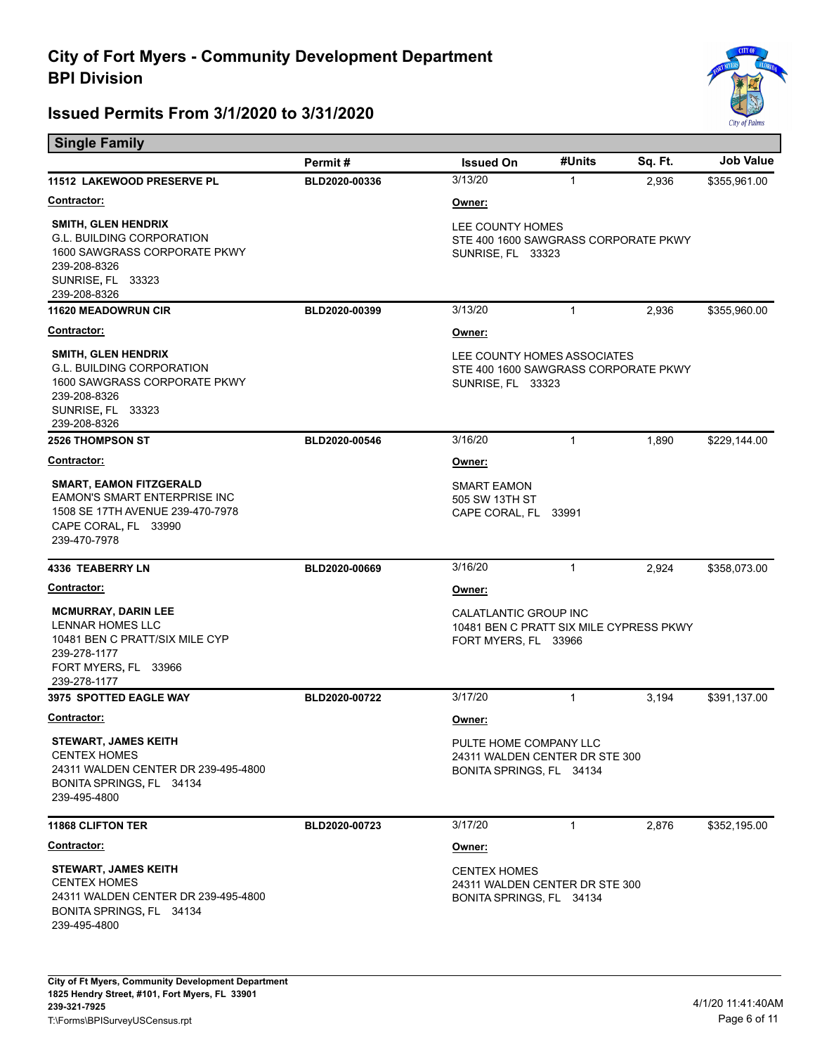# City of Fort Myers - Community Development Department
## BPI Division

## Issued Permits From 3/1/2020 to 3/31/2020

### Single Family

| | Permit # | Issued On | #Units | Sq. Ft. | Job Value |
|---|---|---|---|---|---|
| **11512 LAKEWOOD PRESERVE PL** | BLD2020-00336 | 3/13/20 | 1 | 2,936 | $355,961.00 |

**Contractor:**
SMITH, GLEN HENDRIX
G.L. BUILDING CORPORATION
1600 SAWGRASS CORPORATE PKWY
239-208-8326
SUNRISE, FL 33323
239-208-8326

**Owner:**
LEE COUNTY HOMES
STE 400 1600 SAWGRASS CORPORATE PKWY
SUNRISE, FL 33323

| | Permit # | Issued On | #Units | Sq. Ft. | Job Value |
|---|---|---|---|---|---|
| **11620 MEADOWRUN CIR** | BLD2020-00399 | 3/13/20 | 1 | 2,936 | $355,960.00 |

**Contractor:**
SMITH, GLEN HENDRIX
G.L. BUILDING CORPORATION
1600 SAWGRASS CORPORATE PKWY
239-208-8326
SUNRISE, FL 33323
239-208-8326

**Owner:**
LEE COUNTY HOMES ASSOCIATES
STE 400 1600 SAWGRASS CORPORATE PKWY
SUNRISE, FL 33323

| | Permit # | Issued On | #Units | Sq. Ft. | Job Value |
|---|---|---|---|---|---|
| **2526 THOMPSON ST** | BLD2020-00546 | 3/16/20 | 1 | 1,890 | $229,144.00 |

**Contractor:**
SMART, EAMON FITZGERALD
EAMON'S SMART ENTERPRISE INC
1508 SE 17TH AVENUE 239-470-7978
CAPE CORAL, FL 33990
239-470-7978

**Owner:**
SMART EAMON
505 SW 13TH ST
CAPE CORAL, FL 33991

| | Permit # | Issued On | #Units | Sq. Ft. | Job Value |
|---|---|---|---|---|---|
| **4336 TEABERRY LN** | BLD2020-00669 | 3/16/20 | 1 | 2,924 | $358,073.00 |

**Contractor:**
MCMURRAY, DARIN LEE
LENNAR HOMES LLC
10481 BEN C PRATT/SIX MILE CYP
239-278-1177
FORT MYERS, FL 33966
239-278-1177

**Owner:**
CALATLANTIC GROUP INC
10481 BEN C PRATT SIX MILE CYPRESS PKWY
FORT MYERS, FL 33966

| | Permit # | Issued On | #Units | Sq. Ft. | Job Value |
|---|---|---|---|---|---|
| **3975 SPOTTED EAGLE WAY** | BLD2020-00722 | 3/17/20 | 1 | 3,194 | $391,137.00 |

**Contractor:**
STEWART, JAMES KEITH
CENTEX HOMES
24311 WALDEN CENTER DR 239-495-4800
BONITA SPRINGS, FL 34134
239-495-4800

**Owner:**
PULTE HOME COMPANY LLC
24311 WALDEN CENTER DR STE 300
BONITA SPRINGS, FL 34134

| | Permit # | Issued On | #Units | Sq. Ft. | Job Value |
|---|---|---|---|---|---|
| **11868 CLIFTON TER** | BLD2020-00723 | 3/17/20 | 1 | 2,876 | $352,195.00 |

**Contractor:**
STEWART, JAMES KEITH
CENTEX HOMES
24311 WALDEN CENTER DR 239-495-4800
BONITA SPRINGS, FL 34134
239-495-4800

**Owner:**
CENTEX HOMES
24311 WALDEN CENTER DR STE 300
BONITA SPRINGS, FL 34134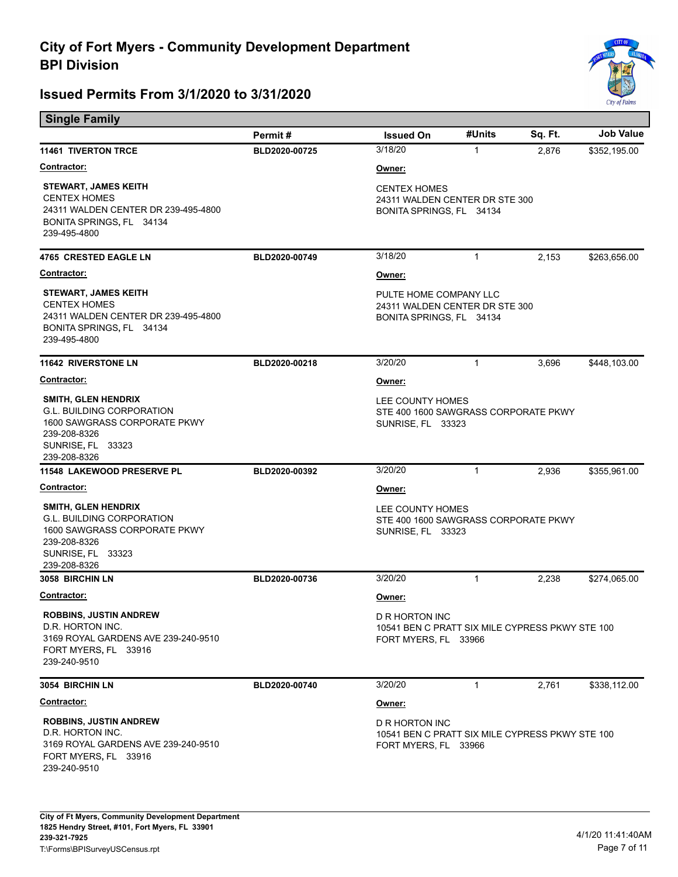# City of Fort Myers - Community Development Department
## BPI Division

## Issued Permits From 3/1/2020 to 3/31/2020

### Single Family

| | Permit # | Issued On | #Units | Sq. Ft. | Job Value |
|---|---|---|---|---|---|
| **11461 TIVERTON TRCE** | **BLD2020-00725** | 3/18/20 | 1 | 2,876 | $352,195.00 |

**Contractor:**

**STEWART, JAMES KEITH**
CENTEX HOMES
24311 WALDEN CENTER DR 239-495-4800
BONITA SPRINGS, FL 34134
239-495-4800

**Owner:**

CENTEX HOMES
24311 WALDEN CENTER DR STE 300
BONITA SPRINGS, FL 34134

| | Permit # | Issued On | #Units | Sq. Ft. | Job Value |
|---|---|---|---|---|---|
| **4765 CRESTED EAGLE LN** | **BLD2020-00749** | 3/18/20 | 1 | 2,153 | $263,656.00 |

**Contractor:**

**STEWART, JAMES KEITH**
CENTEX HOMES
24311 WALDEN CENTER DR 239-495-4800
BONITA SPRINGS, FL 34134
239-495-4800

**Owner:**

PULTE HOME COMPANY LLC
24311 WALDEN CENTER DR STE 300
BONITA SPRINGS, FL 34134

| | Permit # | Issued On | #Units | Sq. Ft. | Job Value |
|---|---|---|---|---|---|
| **11642 RIVERSTONE LN** | **BLD2020-00218** | 3/20/20 | 1 | 3,696 | $448,103.00 |

**Contractor:**

**SMITH, GLEN HENDRIX**
G.L. BUILDING CORPORATION
1600 SAWGRASS CORPORATE PKWY
239-208-8326
SUNRISE, FL 33323
239-208-8326

**Owner:**

LEE COUNTY HOMES
STE 400 1600 SAWGRASS CORPORATE PKWY
SUNRISE, FL 33323

| | Permit # | Issued On | #Units | Sq. Ft. | Job Value |
|---|---|---|---|---|---|
| **11548 LAKEWOOD PRESERVE PL** | **BLD2020-00392** | 3/20/20 | 1 | 2,936 | $355,961.00 |

**Contractor:**

**SMITH, GLEN HENDRIX**
G.L. BUILDING CORPORATION
1600 SAWGRASS CORPORATE PKWY
239-208-8326
SUNRISE, FL 33323
239-208-8326

**Owner:**

LEE COUNTY HOMES
STE 400 1600 SAWGRASS CORPORATE PKWY
SUNRISE, FL 33323

| | Permit # | Issued On | #Units | Sq. Ft. | Job Value |
|---|---|---|---|---|---|
| **3058 BIRCHIN LN** | **BLD2020-00736** | 3/20/20 | 1 | 2,238 | $274,065.00 |

**Contractor:**

**ROBBINS, JUSTIN ANDREW**
D.R. HORTON INC.
3169 ROYAL GARDENS AVE 239-240-9510
FORT MYERS, FL 33916
239-240-9510

**Owner:**

D R HORTON INC
10541 BEN C PRATT SIX MILE CYPRESS PKWY STE 100
FORT MYERS, FL 33966

| | Permit # | Issued On | #Units | Sq. Ft. | Job Value |
|---|---|---|---|---|---|
| **3054 BIRCHIN LN** | **BLD2020-00740** | 3/20/20 | 1 | 2,761 | $338,112.00 |

**Contractor:**

**ROBBINS, JUSTIN ANDREW**
D.R. HORTON INC.
3169 ROYAL GARDENS AVE 239-240-9510
FORT MYERS, FL 33916
239-240-9510

**Owner:**

D R HORTON INC
10541 BEN C PRATT SIX MILE CYPRESS PKWY STE 100
FORT MYERS, FL 33966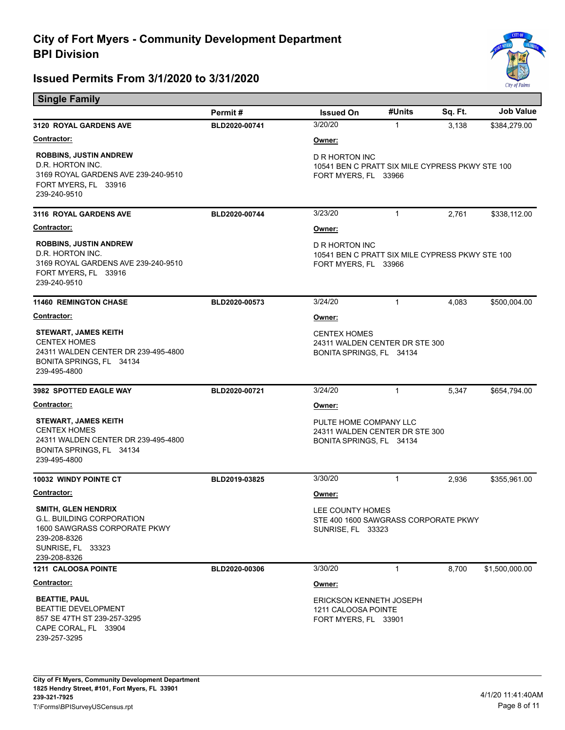# City of Fort Myers - Community Development Department
# BPI Division

## Issued Permits From 3/1/2020 to 3/31/2020

### Single Family

| | Permit # | Issued On | #Units | Sq. Ft. | Job Value |
|---|---|---|---|---|---|
| **3120 ROYAL GARDENS AVE** | **BLD2020-00741** | 3/20/20 | 1 | 3,138 | $384,279.00 |

**Contractor:**
**ROBBINS, JUSTIN ANDREW**
D.R. HORTON INC.
3169 ROYAL GARDENS AVE 239-240-9510
FORT MYERS, FL 33916
239-240-9510

**Owner:**
D R HORTON INC
10541 BEN C PRATT SIX MILE CYPRESS PKWY STE 100
FORT MYERS, FL 33966

| | Permit # | Issued On | #Units | Sq. Ft. | Job Value |
|---|---|---|---|---|---|
| **3116 ROYAL GARDENS AVE** | **BLD2020-00744** | 3/23/20 | 1 | 2,761 | $338,112.00 |

**Contractor:**
**ROBBINS, JUSTIN ANDREW**
D.R. HORTON INC.
3169 ROYAL GARDENS AVE 239-240-9510
FORT MYERS, FL 33916
239-240-9510

**Owner:**
D R HORTON INC
10541 BEN C PRATT SIX MILE CYPRESS PKWY STE 100
FORT MYERS, FL 33966

| | Permit # | Issued On | #Units | Sq. Ft. | Job Value |
|---|---|---|---|---|---|
| **11460 REMINGTON CHASE** | **BLD2020-00573** | 3/24/20 | 1 | 4,083 | $500,004.00 |

**Contractor:**
**STEWART, JAMES KEITH**
CENTEX HOMES
24311 WALDEN CENTER DR 239-495-4800
BONITA SPRINGS, FL 34134
239-495-4800

**Owner:**
CENTEX HOMES
24311 WALDEN CENTER DR STE 300
BONITA SPRINGS, FL 34134

| | Permit # | Issued On | #Units | Sq. Ft. | Job Value |
|---|---|---|---|---|---|
| **3982 SPOTTED EAGLE WAY** | **BLD2020-00721** | 3/24/20 | 1 | 5,347 | $654,794.00 |

**Contractor:**
**STEWART, JAMES KEITH**
CENTEX HOMES
24311 WALDEN CENTER DR 239-495-4800
BONITA SPRINGS, FL 34134
239-495-4800

**Owner:**
PULTE HOME COMPANY LLC
24311 WALDEN CENTER DR STE 300
BONITA SPRINGS, FL 34134

| | Permit # | Issued On | #Units | Sq. Ft. | Job Value |
|---|---|---|---|---|---|
| **10032 WINDY POINTE CT** | **BLD2019-03825** | 3/30/20 | 1 | 2,936 | $355,961.00 |

**Contractor:**
**SMITH, GLEN HENDRIX**
G.L. BUILDING CORPORATION
1600 SAWGRASS CORPORATE PKWY
239-208-8326
SUNRISE, FL 33323
239-208-8326

**Owner:**
LEE COUNTY HOMES
STE 400 1600 SAWGRASS CORPORATE PKWY
SUNRISE, FL 33323

| | Permit # | Issued On | #Units | Sq. Ft. | Job Value |
|---|---|---|---|---|---|
| **1211 CALOOSA POINTE** | **BLD2020-00306** | 3/30/20 | 1 | 8,700 | $1,500,000.00 |

**Contractor:**
**BEATTIE, PAUL**
BEATTIE DEVELOPMENT
857 SE 47TH ST 239-257-3295
CAPE CORAL, FL 33904
239-257-3295

**Owner:**
ERICKSON KENNETH JOSEPH
1211 CALOOSA POINTE
FORT MYERS, FL 33901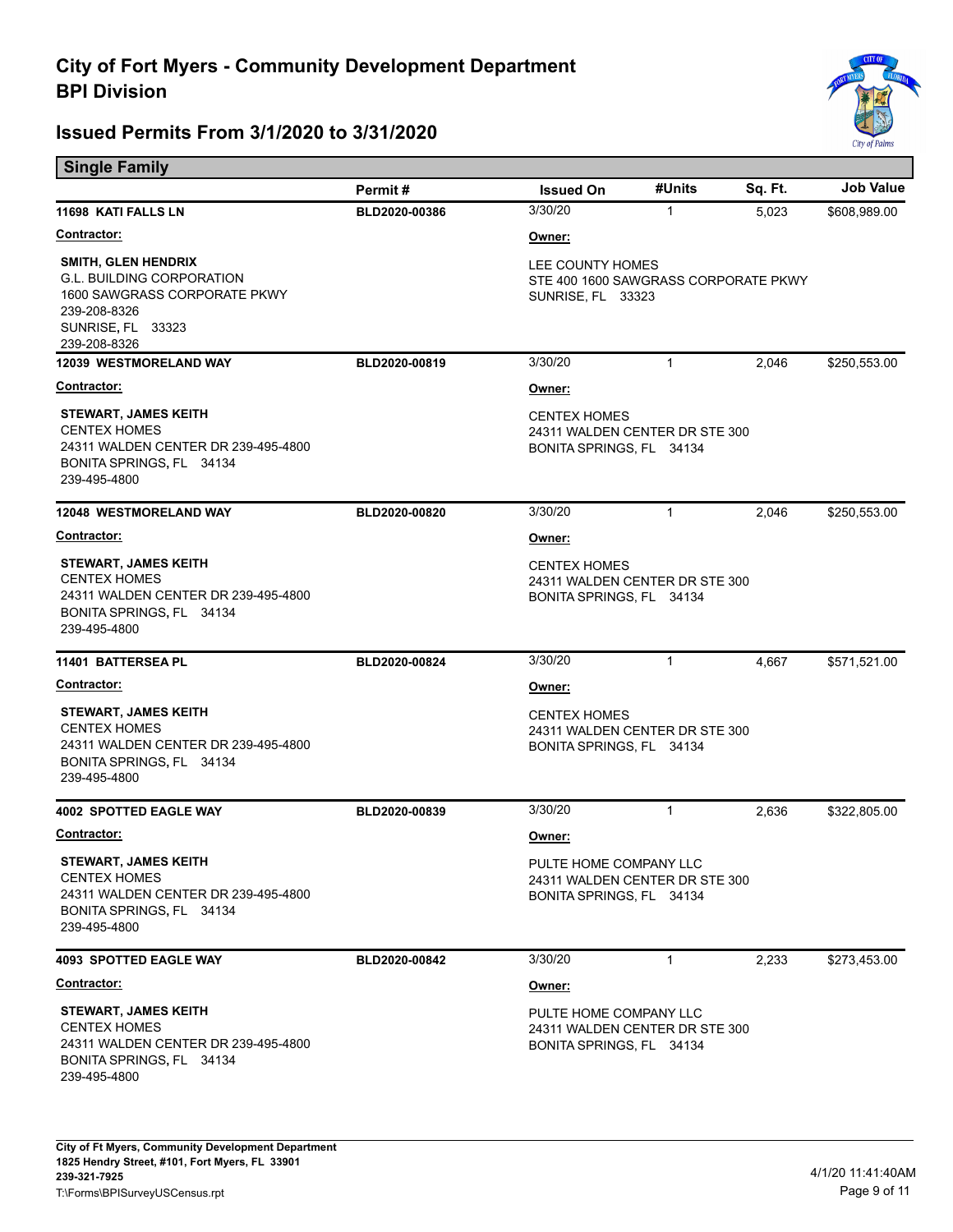# City of Fort Myers - Community Development Department
# BPI Division

## Issued Permits From 3/1/2020 to 3/31/2020

### Single Family

| | Permit # | Issued On | #Units | Sq. Ft. | Job Value |
|---|---|---|---|---|---|
| **11698 KATI FALLS LN** | **BLD2020-00386** | 3/30/20 | 1 | 5,023 | $608,989.00 |

**Contractor:**

**SMITH, GLEN HENDRIX**
G.L. BUILDING CORPORATION
1600 SAWGRASS CORPORATE PKWY
239-208-8326
SUNRISE, FL 33323
239-208-8326

**Owner:**

LEE COUNTY HOMES
STE 400 1600 SAWGRASS CORPORATE PKWY
SUNRISE, FL 33323

| | Permit # | Issued On | #Units | Sq. Ft. | Job Value |
|---|---|---|---|---|---|
| **12039 WESTMORELAND WAY** | **BLD2020-00819** | 3/30/20 | 1 | 2,046 | $250,553.00 |

**Contractor:**

**STEWART, JAMES KEITH**
CENTEX HOMES
24311 WALDEN CENTER DR 239-495-4800
BONITA SPRINGS, FL 34134
239-495-4800

**Owner:**

CENTEX HOMES
24311 WALDEN CENTER DR STE 300
BONITA SPRINGS, FL 34134

| | Permit # | Issued On | #Units | Sq. Ft. | Job Value |
|---|---|---|---|---|---|
| **12048 WESTMORELAND WAY** | **BLD2020-00820** | 3/30/20 | 1 | 2,046 | $250,553.00 |

**Contractor:**

**STEWART, JAMES KEITH**
CENTEX HOMES
24311 WALDEN CENTER DR 239-495-4800
BONITA SPRINGS, FL 34134
239-495-4800

**Owner:**

CENTEX HOMES
24311 WALDEN CENTER DR STE 300
BONITA SPRINGS, FL 34134

| | Permit # | Issued On | #Units | Sq. Ft. | Job Value |
|---|---|---|---|---|---|
| **11401 BATTERSEA PL** | **BLD2020-00824** | 3/30/20 | 1 | 4,667 | $571,521.00 |

**Contractor:**

**STEWART, JAMES KEITH**
CENTEX HOMES
24311 WALDEN CENTER DR 239-495-4800
BONITA SPRINGS, FL 34134
239-495-4800

**Owner:**

CENTEX HOMES
24311 WALDEN CENTER DR STE 300
BONITA SPRINGS, FL 34134

| | Permit # | Issued On | #Units | Sq. Ft. | Job Value |
|---|---|---|---|---|---|
| **4002 SPOTTED EAGLE WAY** | **BLD2020-00839** | 3/30/20 | 1 | 2,636 | $322,805.00 |

**Contractor:**

**STEWART, JAMES KEITH**
CENTEX HOMES
24311 WALDEN CENTER DR 239-495-4800
BONITA SPRINGS, FL 34134
239-495-4800

**Owner:**

PULTE HOME COMPANY LLC
24311 WALDEN CENTER DR STE 300
BONITA SPRINGS, FL 34134

| | Permit # | Issued On | #Units | Sq. Ft. | Job Value |
|---|---|---|---|---|---|
| **4093 SPOTTED EAGLE WAY** | **BLD2020-00842** | 3/30/20 | 1 | 2,233 | $273,453.00 |

**Contractor:**

**STEWART, JAMES KEITH**
CENTEX HOMES
24311 WALDEN CENTER DR 239-495-4800
BONITA SPRINGS, FL 34134
239-495-4800

**Owner:**

PULTE HOME COMPANY LLC
24311 WALDEN CENTER DR STE 300
BONITA SPRINGS, FL 34134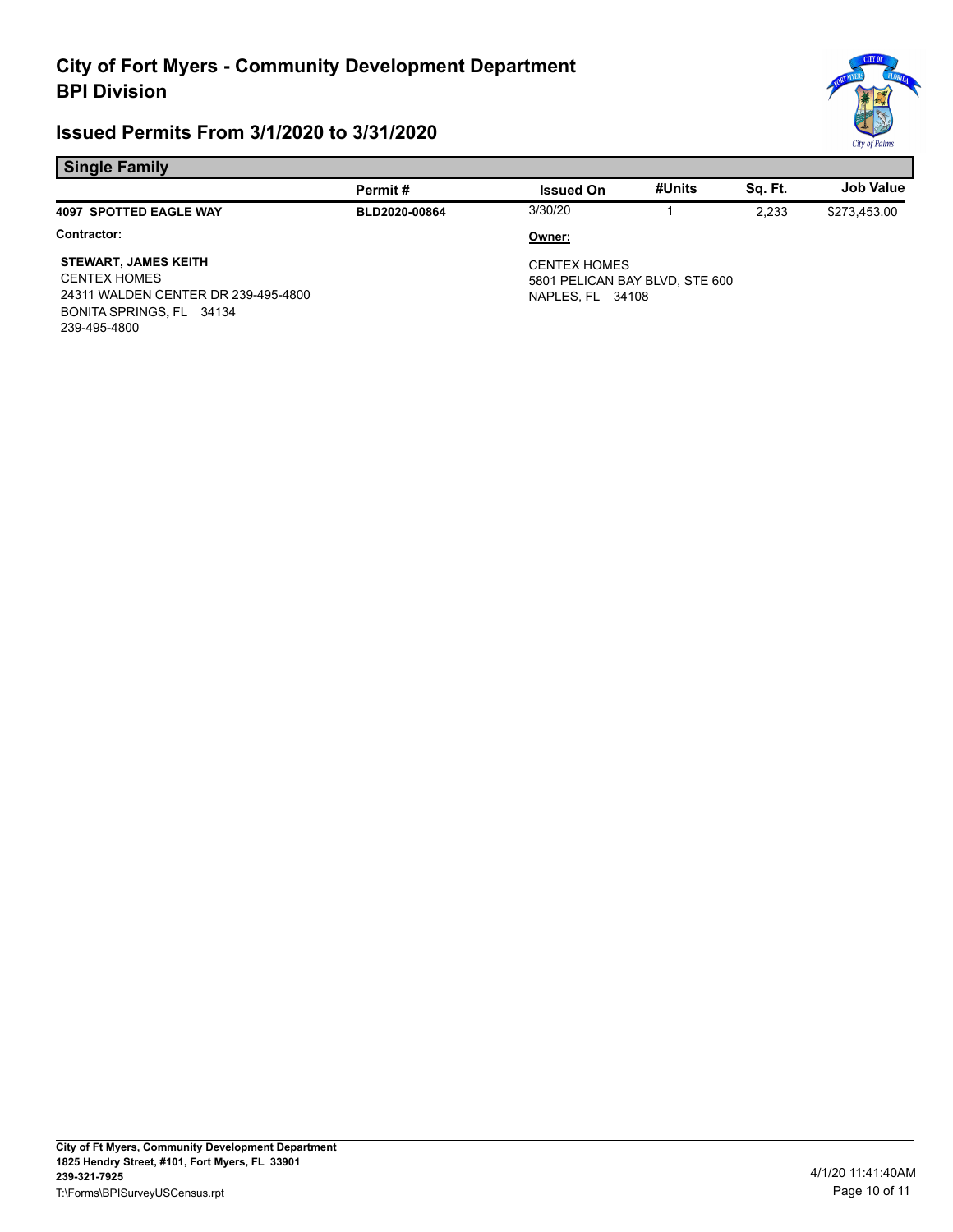# City of Fort Myers - Community Development Department
# BPI Division

## Issued Permits From 3/1/2020 to 3/31/2020

### Single Family

| | Permit # | Issued On | #Units | Sq. Ft. | Job Value |
|---|---|---|---|---|---|
| **4097 SPOTTED EAGLE WAY** | **BLD2020-00864** | 3/30/20 | 1 | 2,233 | $273,453.00 |

**Contractor:**

**STEWART, JAMES KEITH**
CENTEX HOMES
24311 WALDEN CENTER DR 239-495-4800
BONITA SPRINGS, FL 34134
239-495-4800

**Owner:**

CENTEX HOMES
5801 PELICAN BAY BLVD, STE 600
NAPLES, FL 34108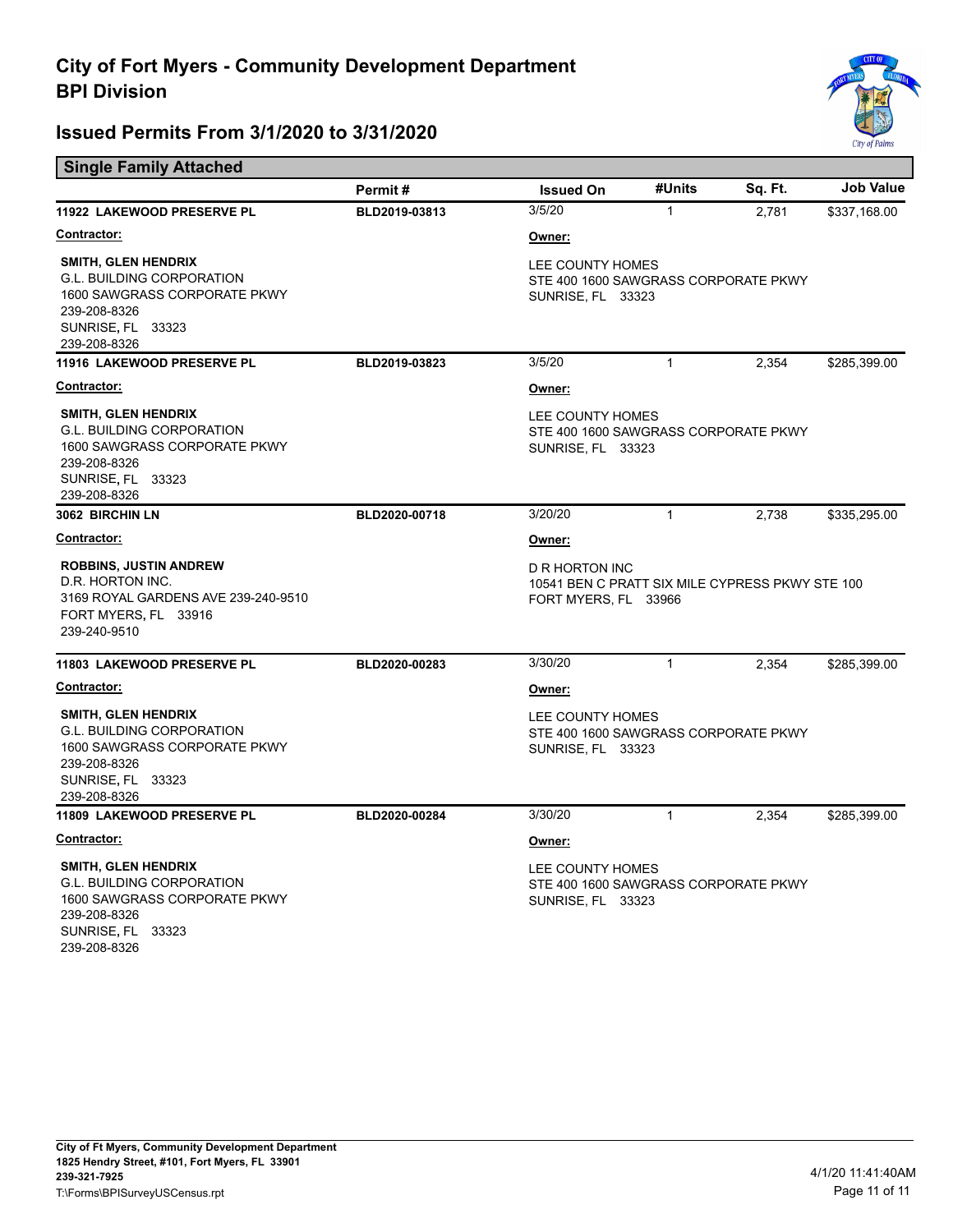# City of Fort Myers - Community Development Department
## BPI Division

## Issued Permits From 3/1/2020 to 3/31/2020

### Single Family Attached

| | Permit # | Issued On | #Units | Sq. Ft. | Job Value |
|---|---|---|---|---|---|
| **11922 LAKEWOOD PRESERVE PL** | **BLD2019-03813** | 3/5/20 | 1 | 2,781 | $337,168.00 |
| **11916 LAKEWOOD PRESERVE PL** | **BLD2019-03823** | 3/5/20 | 1 | 2,354 | $285,399.00 |
| **3062 BIRCHIN LN** | **BLD2020-00718** | 3/20/20 | 1 | 2,738 | $335,295.00 |
| **11803 LAKEWOOD PRESERVE PL** | **BLD2020-00283** | 3/30/20 | 1 | 2,354 | $285,399.00 |
| **11809 LAKEWOOD PRESERVE PL** | **BLD2020-00284** | 3/30/20 | 1 | 2,354 | $285,399.00 |

**11922 LAKEWOOD PRESERVE PL** — BLD2019-03813

**Contractor:**

**SMITH, GLEN HENDRIX**
G.L. BUILDING CORPORATION
1600 SAWGRASS CORPORATE PKWY
239-208-8326
SUNRISE, FL 33323
239-208-8326

**Owner:**

LEE COUNTY HOMES
STE 400 1600 SAWGRASS CORPORATE PKWY
SUNRISE, FL 33323

**11916 LAKEWOOD PRESERVE PL** — BLD2019-03823

**Contractor:**

**SMITH, GLEN HENDRIX**
G.L. BUILDING CORPORATION
1600 SAWGRASS CORPORATE PKWY
239-208-8326
SUNRISE, FL 33323
239-208-8326

**Owner:**

LEE COUNTY HOMES
STE 400 1600 SAWGRASS CORPORATE PKWY
SUNRISE, FL 33323

**3062 BIRCHIN LN** — BLD2020-00718

**Contractor:**

**ROBBINS, JUSTIN ANDREW**
D.R. HORTON INC.
3169 ROYAL GARDENS AVE 239-240-9510
FORT MYERS, FL 33916
239-240-9510

**Owner:**

D R HORTON INC
10541 BEN C PRATT SIX MILE CYPRESS PKWY STE 100
FORT MYERS, FL 33966

**11803 LAKEWOOD PRESERVE PL** — BLD2020-00283

**Contractor:**

**SMITH, GLEN HENDRIX**
G.L. BUILDING CORPORATION
1600 SAWGRASS CORPORATE PKWY
239-208-8326
SUNRISE, FL 33323
239-208-8326

**Owner:**

LEE COUNTY HOMES
STE 400 1600 SAWGRASS CORPORATE PKWY
SUNRISE, FL 33323

**11809 LAKEWOOD PRESERVE PL** — BLD2020-00284

**Contractor:**

**SMITH, GLEN HENDRIX**
G.L. BUILDING CORPORATION
1600 SAWGRASS CORPORATE PKWY
239-208-8326
SUNRISE, FL 33323
239-208-8326

**Owner:**

LEE COUNTY HOMES
STE 400 1600 SAWGRASS CORPORATE PKWY
SUNRISE, FL 33323